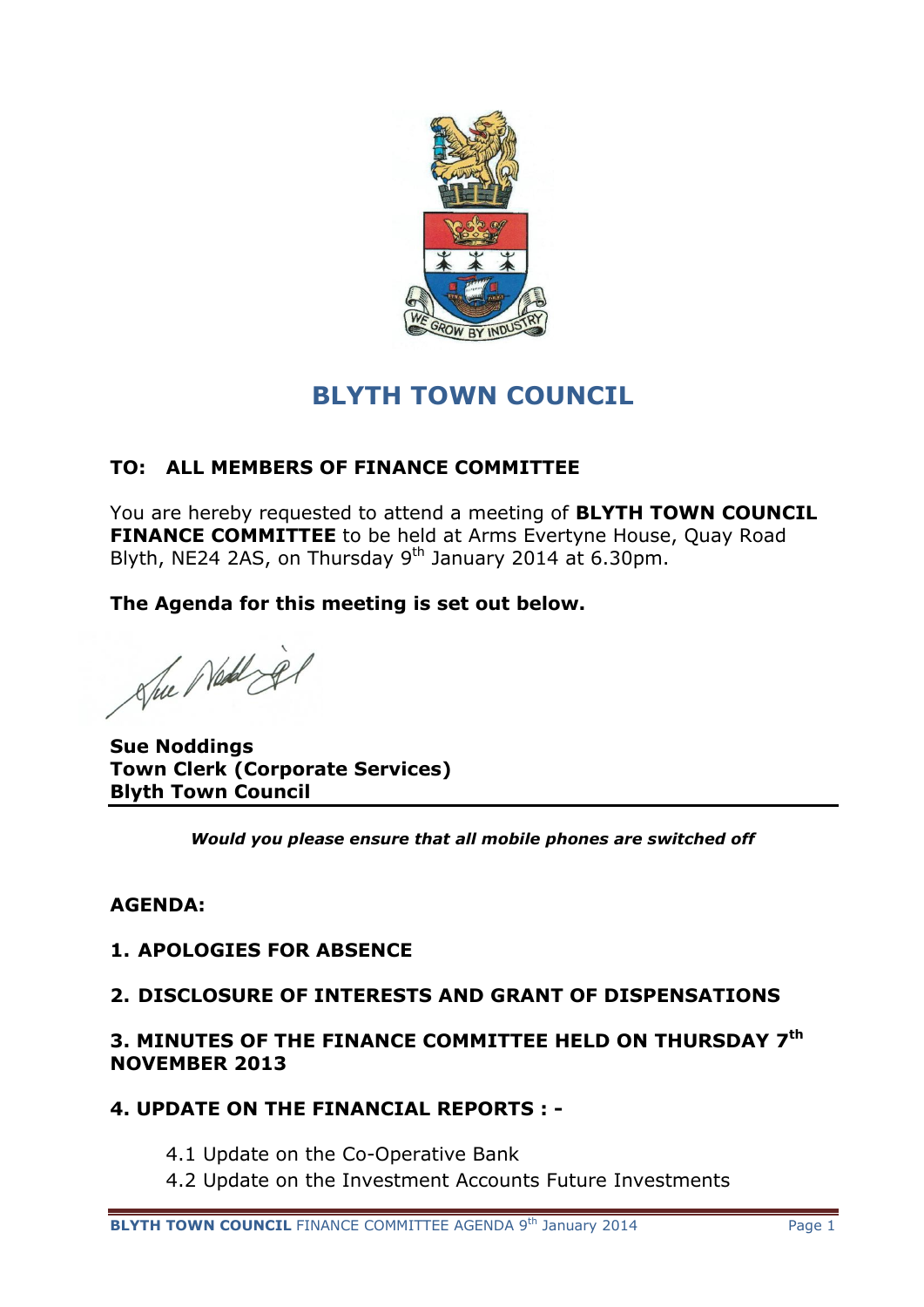# BLYTH TOWN COUNCIL

**TO: ALL MEMBERS OF FINANCE COMMITTEE**

You are hereby requested to attend a meeting of **BLYTH TOWN COUNCIL FINANCE COMMITTEE** to be held at Arms Evertyne House, Quay Road Blyth, NE24 2AS, on Thursday 9th January 2014 at 6.30pm.

**The Agenda for this meeting is set out below.**

**Sue Noddings**
**Town Clerk (Corporate Services)**
**Blyth Town Council**

***Would you please ensure that all mobile phones are switched off***

**AGENDA:**

**1. APOLOGIES FOR ABSENCE**

**2. DISCLOSURE OF INTERESTS AND GRANT OF DISPENSATIONS**

**3. MINUTES OF THE FINANCE COMMITTEE HELD ON THURSDAY 7th NOVEMBER 2013**

**4. UPDATE ON THE FINANCIAL REPORTS : -**

4.1 Update on the Co-Operative Bank
4.2 Update on the Investment Accounts Future Investments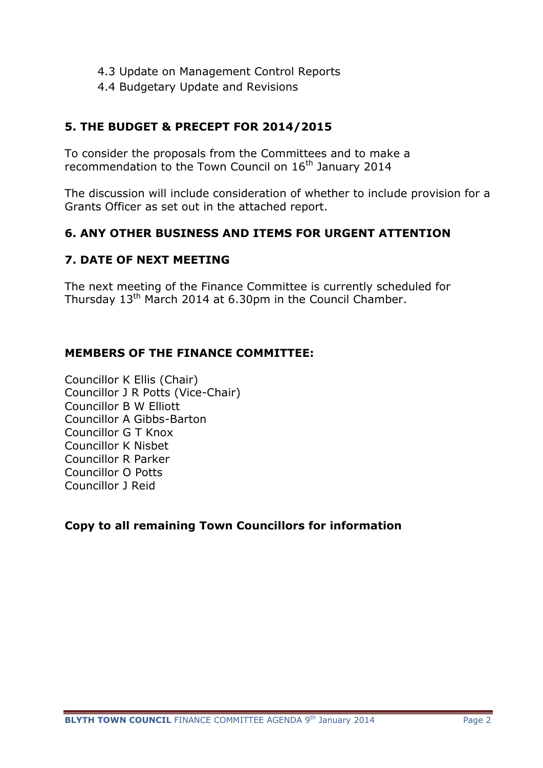4.3 Update on Management Control Reports
4.4 Budgetary Update and Revisions

## 5. THE BUDGET & PRECEPT FOR 2014/2015

To consider the proposals from the Committees and to make a recommendation to the Town Council on 16th January 2014

The discussion will include consideration of whether to include provision for a Grants Officer as set out in the attached report.

## 6. ANY OTHER BUSINESS AND ITEMS FOR URGENT ATTENTION

## 7. DATE OF NEXT MEETING

The next meeting of the Finance Committee is currently scheduled for Thursday 13th March 2014 at 6.30pm in the Council Chamber.

## MEMBERS OF THE FINANCE COMMITTEE:

Councillor K Ellis (Chair)
Councillor J R Potts (Vice-Chair)
Councillor B W Elliott
Councillor A Gibbs-Barton
Councillor G T Knox
Councillor K Nisbet
Councillor R Parker
Councillor O Potts
Councillor J Reid

**Copy to all remaining Town Councillors for information**